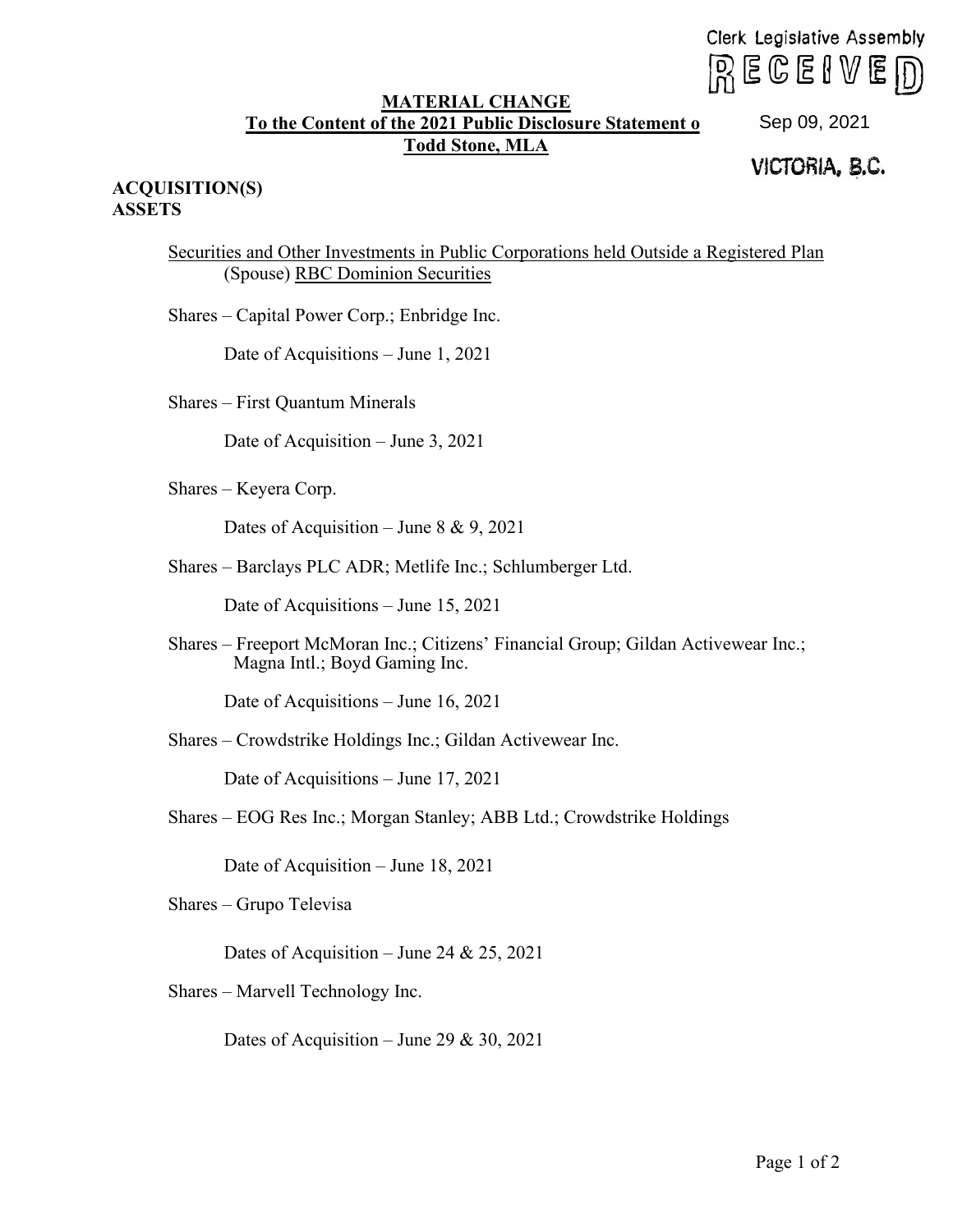Clerk Legislative Assembly
RECEIVED
Sep 09, 2021
VICTORIA, B.C.

**MATERIAL CHANGE**
**To the Content of the 2021 Public Disclosure Statement o**
**Todd Stone, MLA**

**ACQUISITION(S)**
**ASSETS**

Securities and Other Investments in Public Corporations held Outside a Registered Plan
(Spouse) RBC Dominion Securities

Shares – Capital Power Corp.; Enbridge Inc.

Date of Acquisitions – June 1, 2021

Shares – First Quantum Minerals

Date of Acquisition – June 3, 2021

Shares – Keyera Corp.

Dates of Acquisition – June 8 & 9, 2021

Shares – Barclays PLC ADR; Metlife Inc.; Schlumberger Ltd.

Date of Acquisitions – June 15, 2021

Shares – Freeport McMoran Inc.; Citizens' Financial Group; Gildan Activewear Inc.; Magna Intl.; Boyd Gaming Inc.

Date of Acquisitions – June 16, 2021

Shares – Crowdstrike Holdings Inc.; Gildan Activewear Inc.

Date of Acquisitions – June 17, 2021

Shares – EOG Res Inc.; Morgan Stanley; ABB Ltd.; Crowdstrike Holdings

Date of Acquisition – June 18, 2021

Shares – Grupo Televisa

Dates of Acquisition – June 24 & 25, 2021

Shares – Marvell Technology Inc.

Dates of Acquisition – June 29 & 30, 2021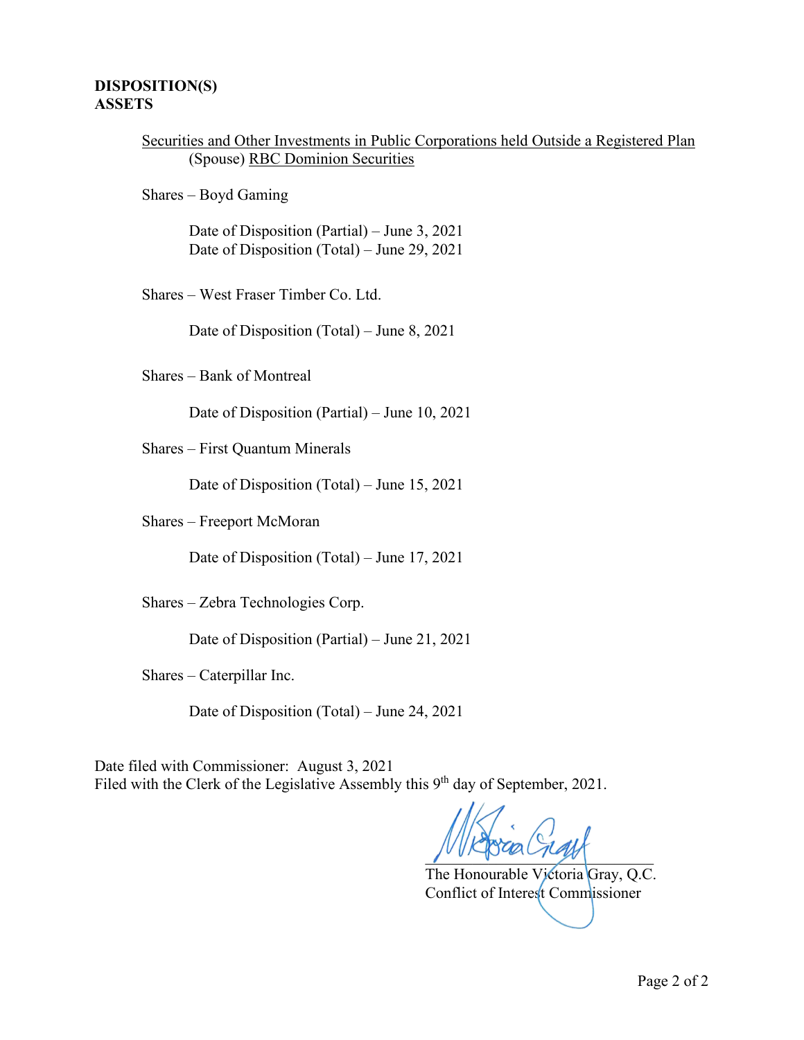**DISPOSITION(S)**
**ASSETS**

Securities and Other Investments in Public Corporations held Outside a Registered Plan
(Spouse) RBC Dominion Securities

Shares – Boyd Gaming

Date of Disposition (Partial) – June 3, 2021
Date of Disposition (Total) – June 29, 2021

Shares – West Fraser Timber Co. Ltd.

Date of Disposition (Total) – June 8, 2021

Shares – Bank of Montreal

Date of Disposition (Partial) – June 10, 2021

Shares – First Quantum Minerals

Date of Disposition (Total) – June 15, 2021

Shares – Freeport McMoran

Date of Disposition (Total) – June 17, 2021

Shares – Zebra Technologies Corp.

Date of Disposition (Partial) – June 21, 2021

Shares – Caterpillar Inc.

Date of Disposition (Total) – June 24, 2021

Date filed with Commissioner: August 3, 2021
Filed with the Clerk of the Legislative Assembly this 9th day of September, 2021.

The Honourable Victoria Gray, Q.C.
Conflict of Interest Commissioner